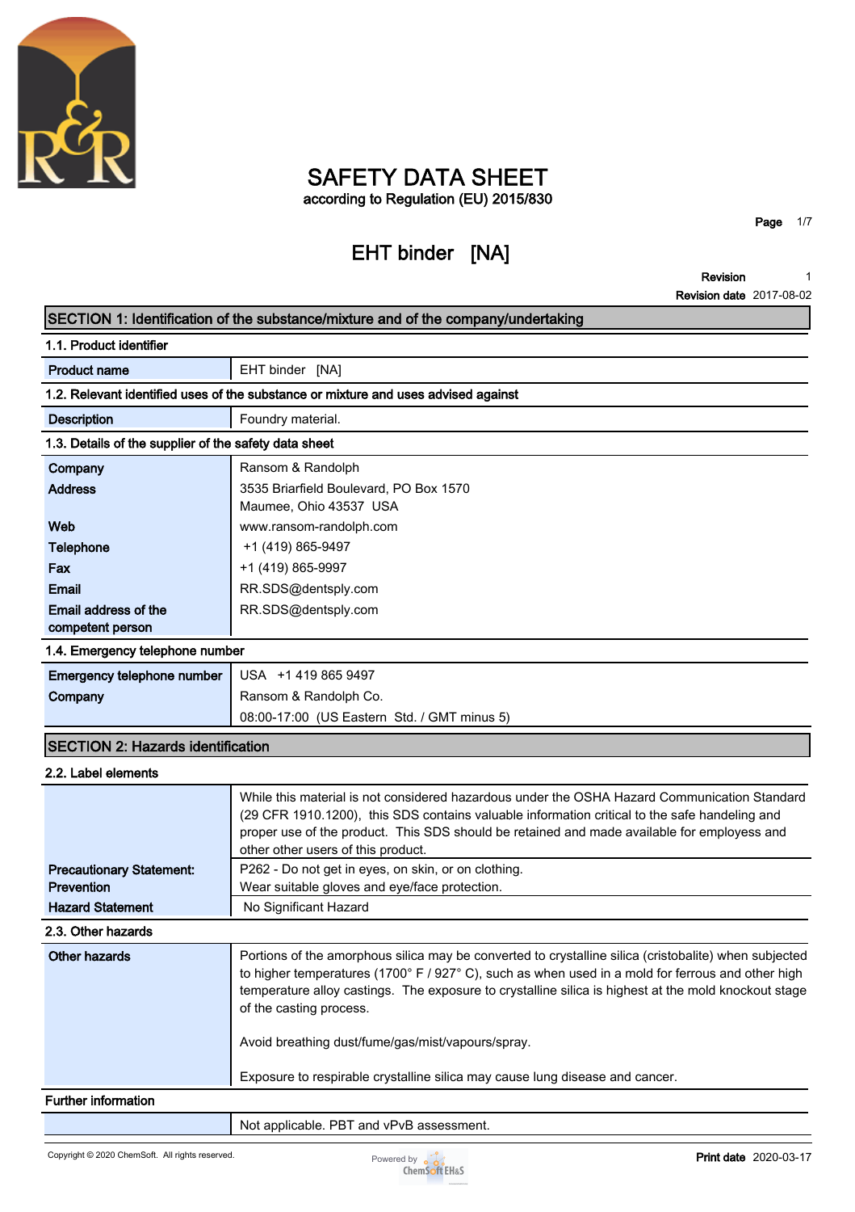# SAFETY DATA SHEET

according to Regulation (EU) 2015/830

## EHT binder [NA]

**Revision** 1

**Revision date** 2017-08-02

## SECTION 1: Identification of the substance/mixture and of the company/undertaking

### 1.1. Product identifier

| | |
|---|---|
| **Product name** | EHT binder [NA] |

### 1.2. Relevant identified uses of the substance or mixture and uses advised against

| | |
|---|---|
| **Description** | Foundry material. |

### 1.3. Details of the supplier of the safety data sheet

| | |
|---|---|
| **Company** | Ransom & Randolph |
| **Address** | 3535 Briarfield Boulevard, PO Box 1570<br>Maumee, Ohio 43537 USA |
| **Web** | www.ransom-randolph.com |
| **Telephone** | +1 (419) 865-9497 |
| **Fax** | +1 (419) 865-9997 |
| **Email** | RR.SDS@dentsply.com |
| **Email address of the competent person** | RR.SDS@dentsply.com |

### 1.4. Emergency telephone number

| | |
|---|---|
| **Emergency telephone number** | USA +1 419 865 9497 |
| **Company** | Ransom & Randolph Co.<br>08:00-17:00 (US Eastern Std. / GMT minus 5) |

## SECTION 2: Hazards identification

### 2.2. Label elements

| | |
|---|---|
| | While this material is not considered hazardous under the OSHA Hazard Communication Standard (29 CFR 1910.1200), this SDS contains valuable information critical to the safe handeling and proper use of the product. This SDS should be retained and made available for employess and other other users of this product. |
| **Precautionary Statement: Prevention** | P262 - Do not get in eyes, on skin, or on clothing.<br>Wear suitable gloves and eye/face protection. |
| **Hazard Statement** | No Significant Hazard |

### 2.3. Other hazards

| | |
|---|---|
| **Other hazards** | Portions of the amorphous silica may be converted to crystalline silica (cristobalite) when subjected to higher temperatures (1700° F / 927° C), such as when used in a mold for ferrous and other high temperature alloy castings. The exposure to crystalline silica is highest at the mold knockout stage of the casting process.<br><br>Avoid breathing dust/fume/gas/mist/vapours/spray.<br><br>Exposure to respirable crystalline silica may cause lung disease and cancer. |

### Further information

| | |
|---|---|
| | Not applicable. PBT and vPvB assessment. |

Copyright © 2020 ChemSoft. All rights reserved.

**Print date** 2020-03-17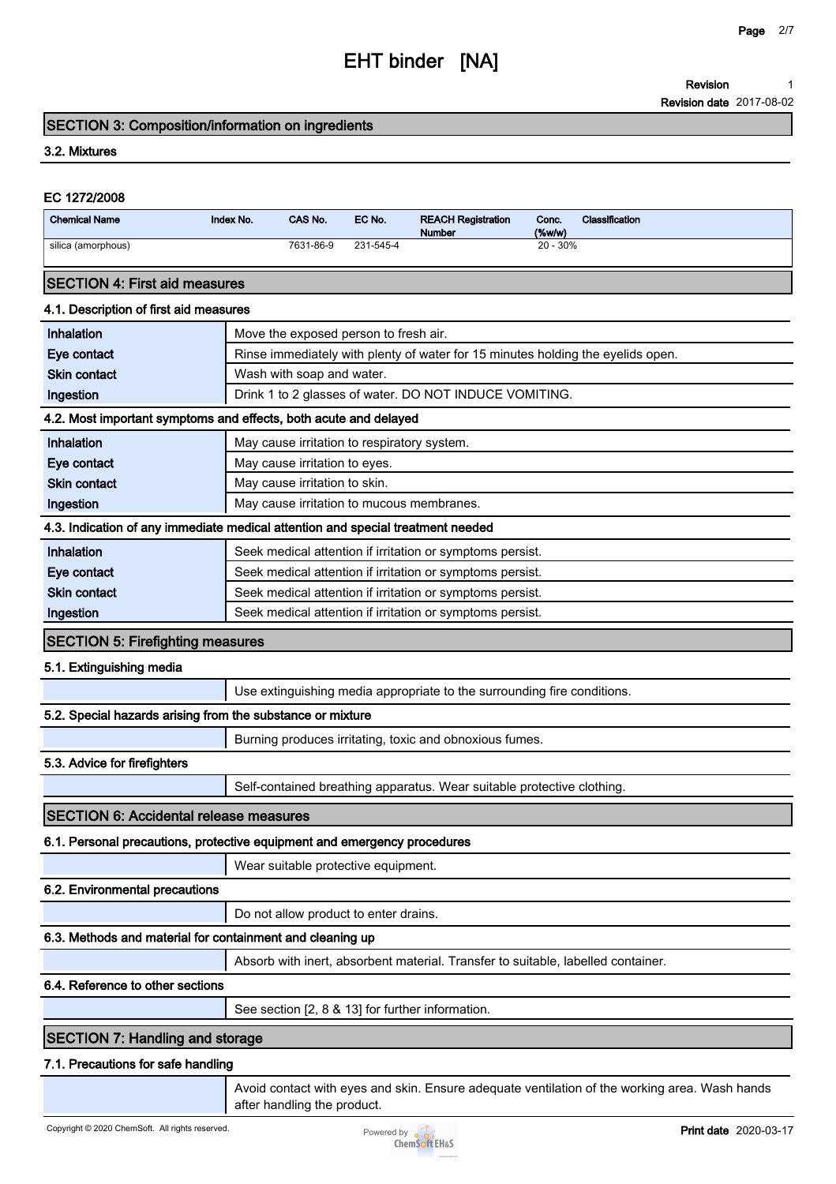## SECTION 3: Composition/information on ingredients

### 3.2. Mixtures

**EC 1272/2008**

| Chemical Name | Index No. | CAS No. | EC No. | REACH Registration Number | Conc. (%w/w) | Classification |
|---|---|---|---|---|---|---|
| silica (amorphous) | | 7631-86-9 | 231-545-4 | | 20 - 30% | |

## SECTION 4: First aid measures

### 4.1. Description of first aid measures

| | |
|---|---|
| **Inhalation** | Move the exposed person to fresh air. |
| **Eye contact** | Rinse immediately with plenty of water for 15 minutes holding the eyelids open. |
| **Skin contact** | Wash with soap and water. |
| **Ingestion** | Drink 1 to 2 glasses of water. DO NOT INDUCE VOMITING. |

### 4.2. Most important symptoms and effects, both acute and delayed

| | |
|---|---|
| **Inhalation** | May cause irritation to respiratory system. |
| **Eye contact** | May cause irritation to eyes. |
| **Skin contact** | May cause irritation to skin. |
| **Ingestion** | May cause irritation to mucous membranes. |

### 4.3. Indication of any immediate medical attention and special treatment needed

| | |
|---|---|
| **Inhalation** | Seek medical attention if irritation or symptoms persist. |
| **Eye contact** | Seek medical attention if irritation or symptoms persist. |
| **Skin contact** | Seek medical attention if irritation or symptoms persist. |
| **Ingestion** | Seek medical attention if irritation or symptoms persist. |

## SECTION 5: Firefighting measures

### 5.1. Extinguishing media

Use extinguishing media appropriate to the surrounding fire conditions.

### 5.2. Special hazards arising from the substance or mixture

Burning produces irritating, toxic and obnoxious fumes.

### 5.3. Advice for firefighters

Self-contained breathing apparatus. Wear suitable protective clothing.

## SECTION 6: Accidental release measures

### 6.1. Personal precautions, protective equipment and emergency procedures

Wear suitable protective equipment.

### 6.2. Environmental precautions

Do not allow product to enter drains.

### 6.3. Methods and material for containment and cleaning up

Absorb with inert, absorbent material. Transfer to suitable, labelled container.

### 6.4. Reference to other sections

See section [2, 8 & 13] for further information.

## SECTION 7: Handling and storage

### 7.1. Precautions for safe handling

Avoid contact with eyes and skin. Ensure adequate ventilation of the working area. Wash hands after handling the product.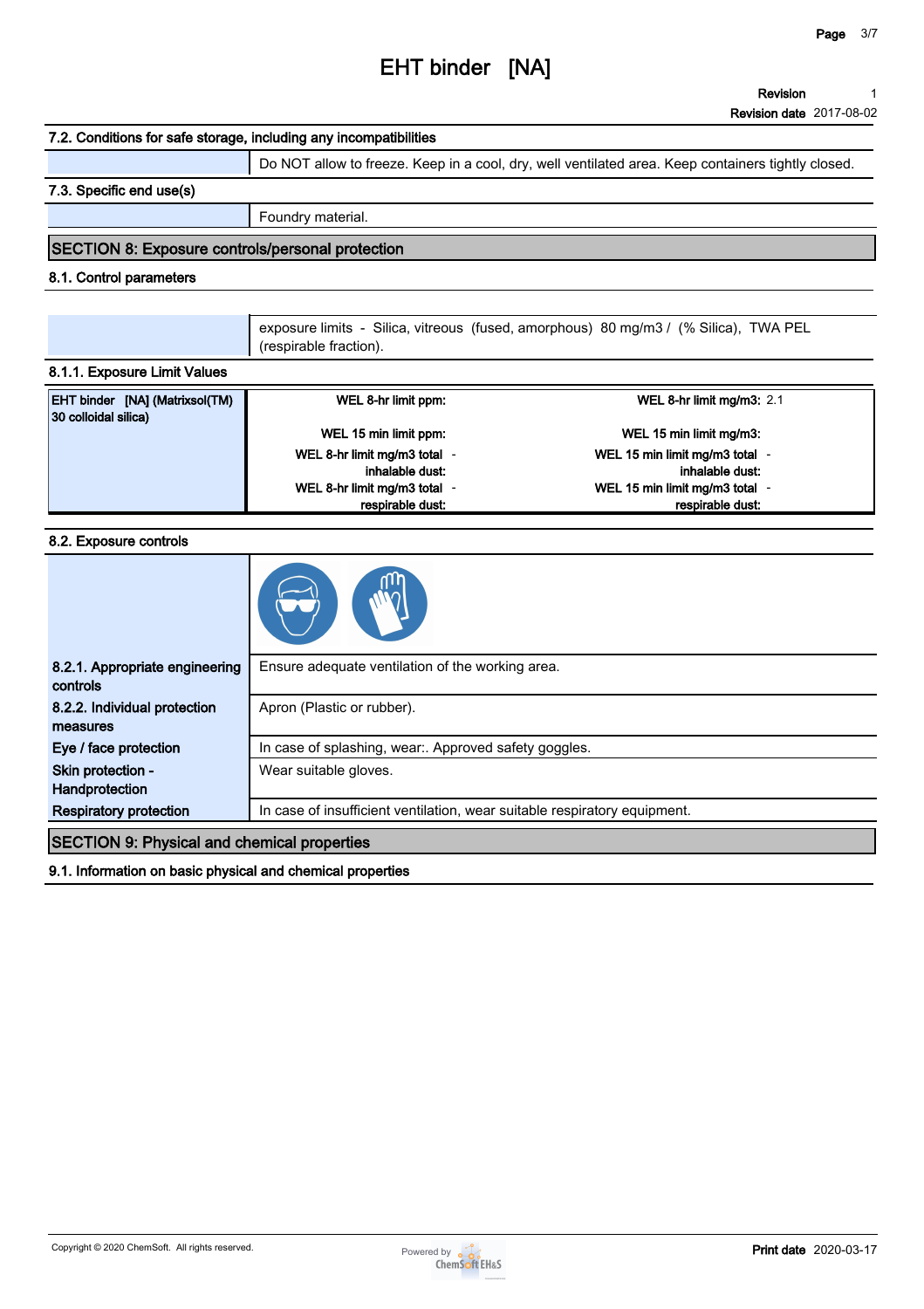### 7.2. Conditions for safe storage, including any incompatibilities

Do NOT allow to freeze. Keep in a cool, dry, well ventilated area. Keep containers tightly closed.

### 7.3. Specific end use(s)

Foundry material.

## SECTION 8: Exposure controls/personal protection

### 8.1. Control parameters

exposure limits - Silica, vitreous (fused, amorphous) 80 mg/m3 / (% Silica), TWA PEL (respirable fraction).

### 8.1.1. Exposure Limit Values

| EHT binder [NA] (Matrixsol(TM) 30 colloidal silica) | | |
|---|---|---|
| | WEL 8-hr limit ppm: | WEL 8-hr limit mg/m3: 2.1 |
| | WEL 15 min limit ppm: | WEL 15 min limit mg/m3: |
| | WEL 8-hr limit mg/m3 total inhalable dust: - | WEL 15 min limit mg/m3 total inhalable dust: - |
| | WEL 8-hr limit mg/m3 total respirable dust: - | WEL 15 min limit mg/m3 total respirable dust: - |

### 8.2. Exposure controls

| | |
|---|---|
| **8.2.1. Appropriate engineering controls** | Ensure adequate ventilation of the working area. |
| **8.2.2. Individual protection measures** | Apron (Plastic or rubber). |
| **Eye / face protection** | In case of splashing, wear:. Approved safety goggles. |
| **Skin protection - Handprotection** | Wear suitable gloves. |
| **Respiratory protection** | In case of insufficient ventilation, wear suitable respiratory equipment. |

## SECTION 9: Physical and chemical properties

### 9.1. Information on basic physical and chemical properties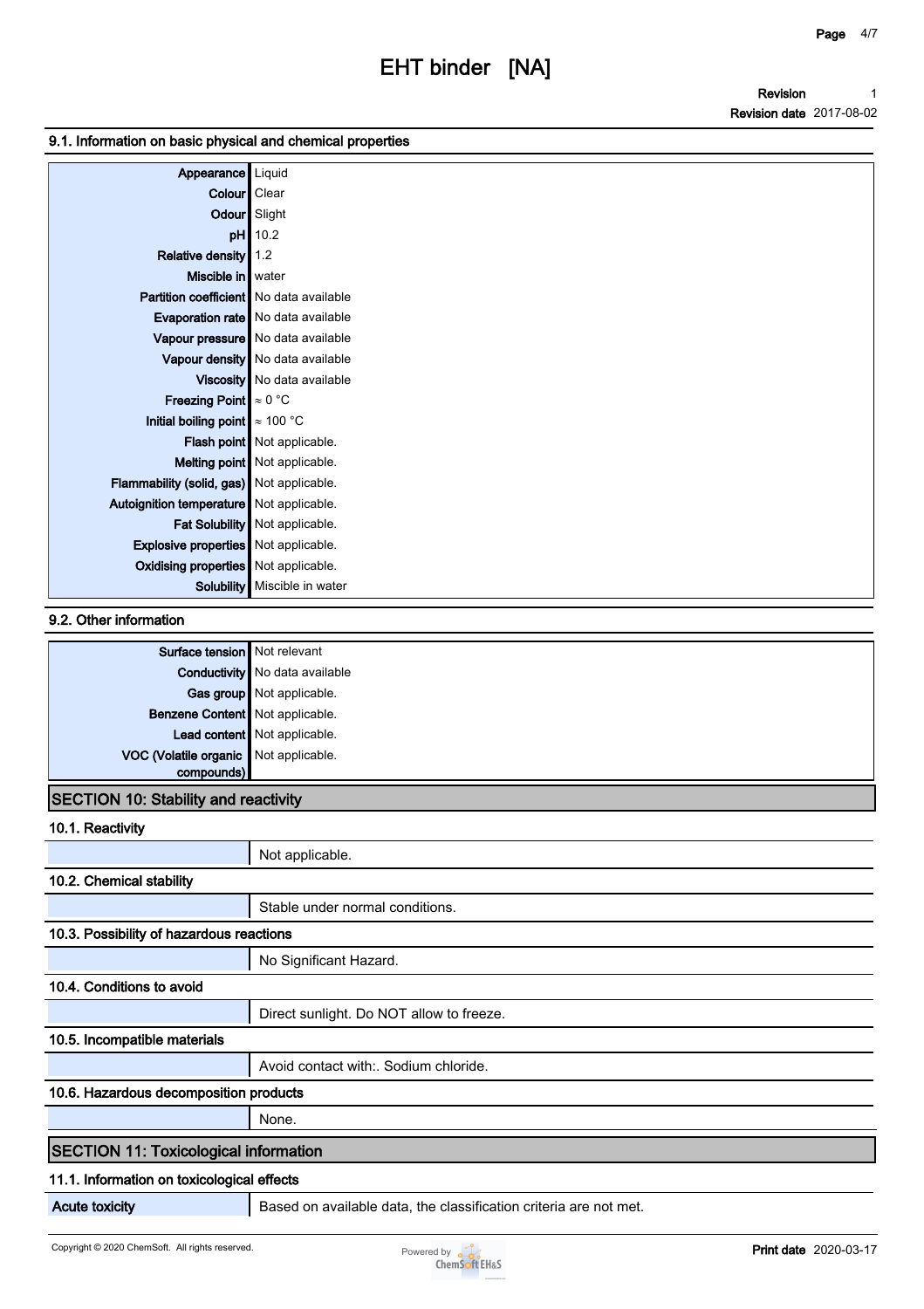### 9.1. Information on basic physical and chemical properties

| | |
|---|---|
| **Appearance** | Liquid |
| **Colour** | Clear |
| **Odour** | Slight |
| **pH** | 10.2 |
| **Relative density** | 1.2 |
| **Miscible in** | water |
| **Partition coefficient** | No data available |
| **Evaporation rate** | No data available |
| **Vapour pressure** | No data available |
| **Vapour density** | No data available |
| **Viscosity** | No data available |
| **Freezing Point** | ≈ 0 °C |
| **Initial boiling point** | ≈ 100 °C |
| **Flash point** | Not applicable. |
| **Melting point** | Not applicable. |
| **Flammability (solid, gas)** | Not applicable. |
| **Autoignition temperature** | Not applicable. |
| **Fat Solubility** | Not applicable. |
| **Explosive properties** | Not applicable. |
| **Oxidising properties** | Not applicable. |
| **Solubility** | Miscible in water |

### 9.2. Other information

| | |
|---|---|
| **Surface tension** | Not relevant |
| **Conductivity** | No data available |
| **Gas group** | Not applicable. |
| **Benzene Content** | Not applicable. |
| **Lead content** | Not applicable. |
| **VOC (Volatile organic compounds)** | Not applicable. |

## SECTION 10: Stability and reactivity

### 10.1. Reactivity

Not applicable.

### 10.2. Chemical stability

Stable under normal conditions.

### 10.3. Possibility of hazardous reactions

No Significant Hazard.

### 10.4. Conditions to avoid

Direct sunlight. Do NOT allow to freeze.

### 10.5. Incompatible materials

Avoid contact with:. Sodium chloride.

### 10.6. Hazardous decomposition products

None.

## SECTION 11: Toxicological information

### 11.1. Information on toxicological effects

| | |
|---|---|
| **Acute toxicity** | Based on available data, the classification criteria are not met. |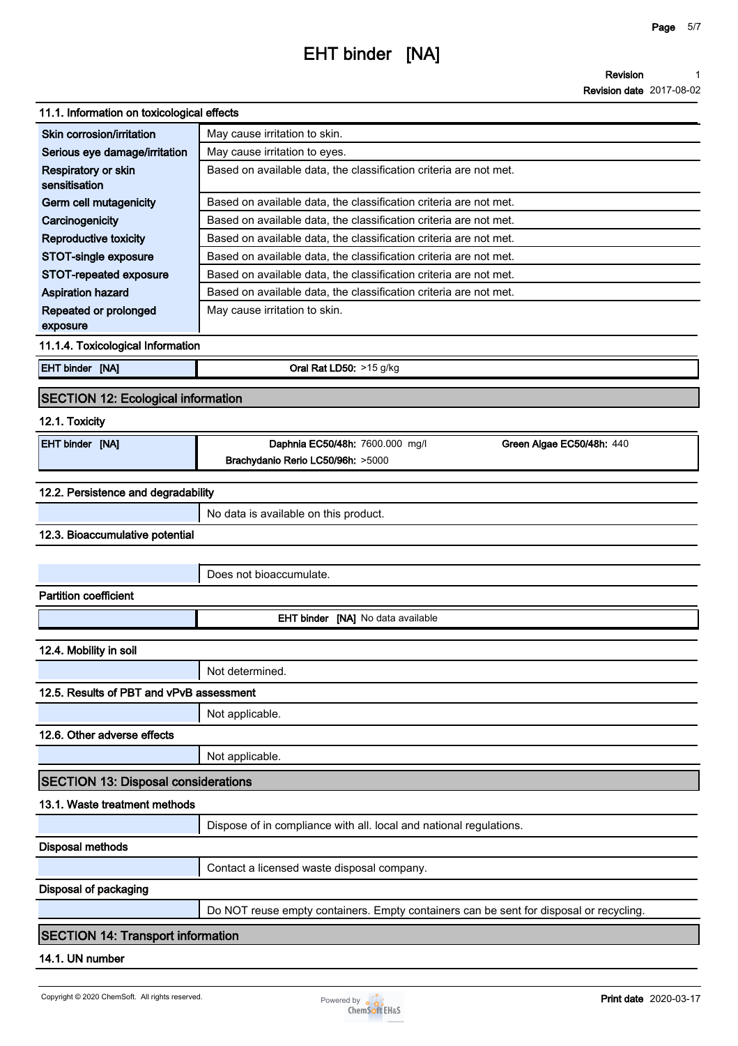### 11.1. Information on toxicological effects

| | |
|---|---|
| Skin corrosion/irritation | May cause irritation to skin. |
| Serious eye damage/irritation | May cause irritation to eyes. |
| Respiratory or skin sensitisation | Based on available data, the classification criteria are not met. |
| Germ cell mutagenicity | Based on available data, the classification criteria are not met. |
| Carcinogenicity | Based on available data, the classification criteria are not met. |
| Reproductive toxicity | Based on available data, the classification criteria are not met. |
| STOT-single exposure | Based on available data, the classification criteria are not met. |
| STOT-repeated exposure | Based on available data, the classification criteria are not met. |
| Aspiration hazard | Based on available data, the classification criteria are not met. |
| Repeated or prolonged exposure | May cause irritation to skin. |

### 11.1.4. Toxicological Information

| | |
|---|---|
| EHT binder [NA] | **Oral Rat LD50:** >15 g/kg |

## SECTION 12: Ecological information

### 12.1. Toxicity

| | | |
|---|---|---|
| EHT binder [NA] | **Daphnia EC50/48h:** 7600.000 mg/l | **Green Algae EC50/48h:** 440 |
| | **Brachydanio Rerio LC50/96h:** >5000 | |

### 12.2. Persistence and degradability

No data is available on this product.

### 12.3. Bioaccumulative potential

Does not bioaccumulate.

**Partition coefficient**

| | |
|---|---|
| | **EHT binder [NA]** No data available |

### 12.4. Mobility in soil

Not determined.

### 12.5. Results of PBT and vPvB assessment

Not applicable.

### 12.6. Other adverse effects

Not applicable.

## SECTION 13: Disposal considerations

### 13.1. Waste treatment methods

Dispose of in compliance with all. local and national regulations.

**Disposal methods**

Contact a licensed waste disposal company.

**Disposal of packaging**

Do NOT reuse empty containers. Empty containers can be sent for disposal or recycling.

## SECTION 14: Transport information

### 14.1. UN number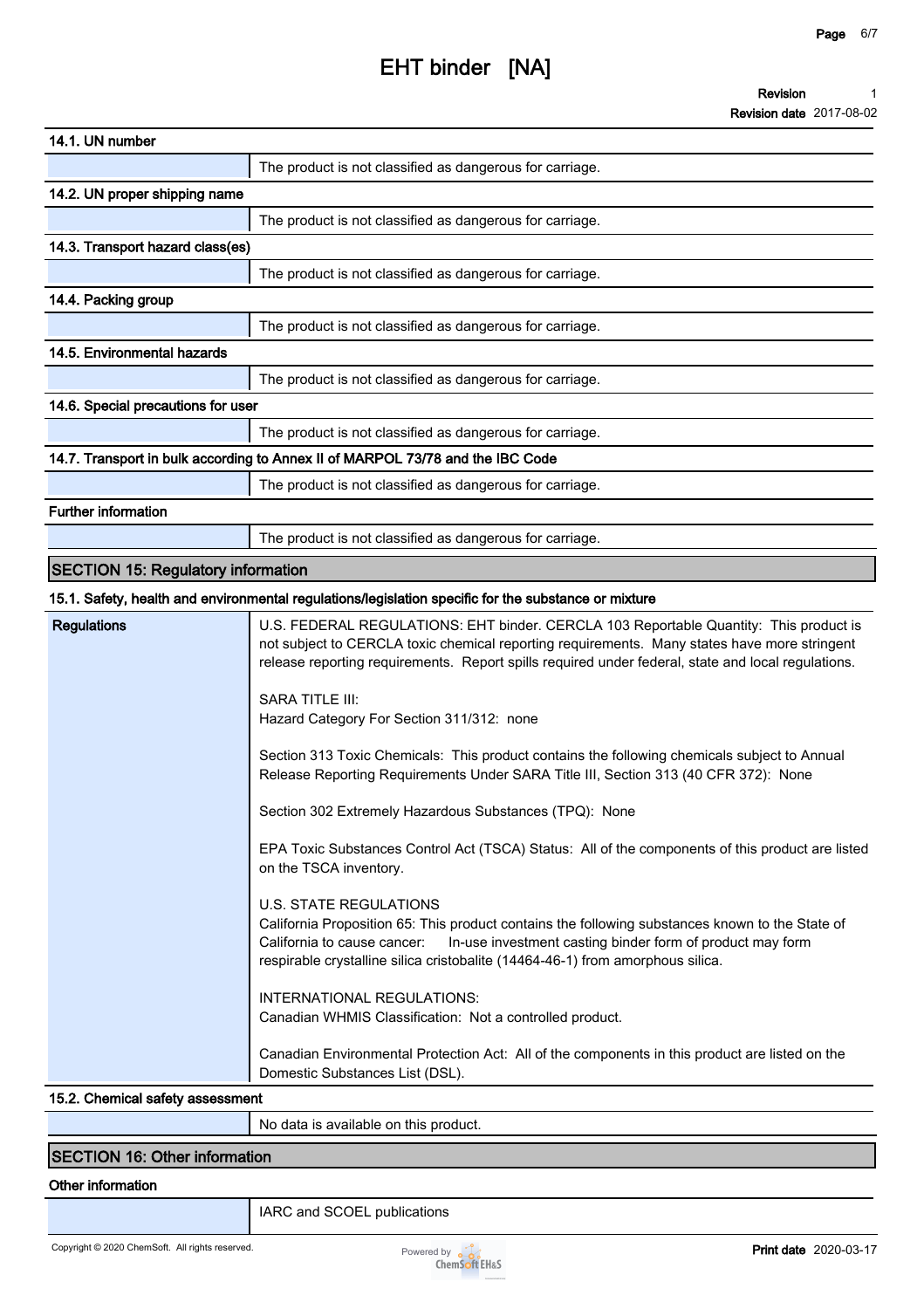### 14.1. UN number

| | |
|---|---|
| | The product is not classified as dangerous for carriage. |

### 14.2. UN proper shipping name

| | |
|---|---|
| | The product is not classified as dangerous for carriage. |

### 14.3. Transport hazard class(es)

| | |
|---|---|
| | The product is not classified as dangerous for carriage. |

### 14.4. Packing group

| | |
|---|---|
| | The product is not classified as dangerous for carriage. |

### 14.5. Environmental hazards

| | |
|---|---|
| | The product is not classified as dangerous for carriage. |

### 14.6. Special precautions for user

| | |
|---|---|
| | The product is not classified as dangerous for carriage. |

### 14.7. Transport in bulk according to Annex II of MARPOL 73/78 and the IBC Code

| | |
|---|---|
| | The product is not classified as dangerous for carriage. |

### Further information

| | |
|---|---|
| | The product is not classified as dangerous for carriage. |

## SECTION 15: Regulatory information

### 15.1. Safety, health and environmental regulations/legislation specific for the substance or mixture

**Regulations**

U.S. FEDERAL REGULATIONS: EHT binder. CERCLA 103 Reportable Quantity: This product is not subject to CERCLA toxic chemical reporting requirements. Many states have more stringent release reporting requirements. Report spills required under federal, state and local regulations.

SARA TITLE III:
Hazard Category For Section 311/312: none

Section 313 Toxic Chemicals: This product contains the following chemicals subject to Annual Release Reporting Requirements Under SARA Title III, Section 313 (40 CFR 372): None

Section 302 Extremely Hazardous Substances (TPQ): None

EPA Toxic Substances Control Act (TSCA) Status: All of the components of this product are listed on the TSCA inventory.

U.S. STATE REGULATIONS
California Proposition 65: This product contains the following substances known to the State of California to cause cancer: In-use investment casting binder form of product may form respirable crystalline silica cristobalite (14464-46-1) from amorphous silica.

INTERNATIONAL REGULATIONS:
Canadian WHMIS Classification: Not a controlled product.

Canadian Environmental Protection Act: All of the components in this product are listed on the Domestic Substances List (DSL).

### 15.2. Chemical safety assessment

| | |
|---|---|
| | No data is available on this product. |

## SECTION 16: Other information

### Other information

| | |
|---|---|
| | IARC and SCOEL publications |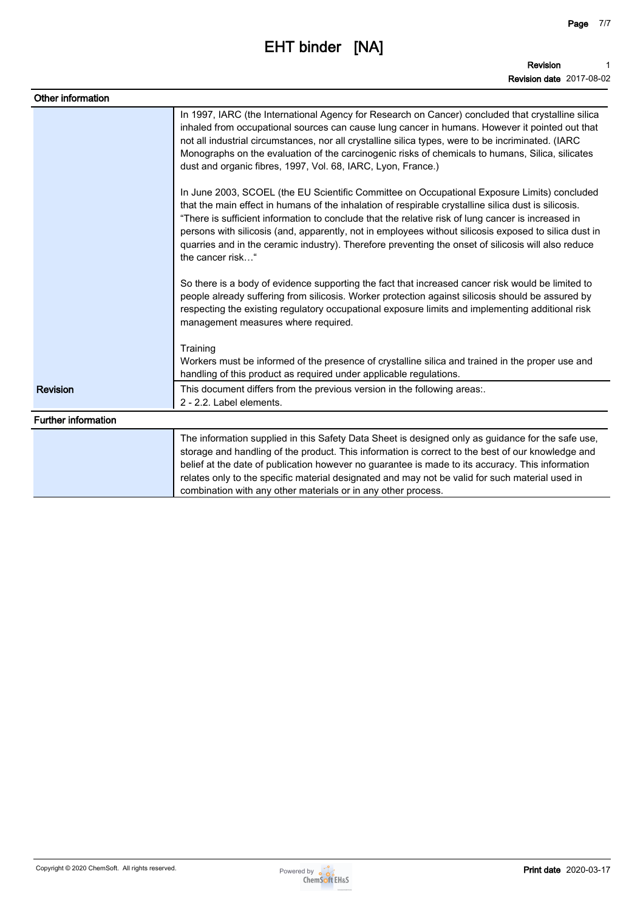## Other information

| | |
|---|---|
| | In 1997, IARC (the International Agency for Research on Cancer) concluded that crystalline silica inhaled from occupational sources can cause lung cancer in humans. However it pointed out that not all industrial circumstances, nor all crystalline silica types, were to be incriminated. (IARC Monographs on the evaluation of the carcinogenic risks of chemicals to humans, Silica, silicates dust and organic fibres, 1997, Vol. 68, IARC, Lyon, France.)<br><br>In June 2003, SCOEL (the EU Scientific Committee on Occupational Exposure Limits) concluded that the main effect in humans of the inhalation of respirable crystalline silica dust is silicosis. "There is sufficient information to conclude that the relative risk of lung cancer is increased in persons with silicosis (and, apparently, not in employees without silicosis exposed to silica dust in quarries and in the ceramic industry). Therefore preventing the onset of silicosis will also reduce the cancer risk…"<br><br>So there is a body of evidence supporting the fact that increased cancer risk would be limited to people already suffering from silicosis. Worker protection against silicosis should be assured by respecting the existing regulatory occupational exposure limits and implementing additional risk management measures where required.<br><br>Training<br>Workers must be informed of the presence of crystalline silica and trained in the proper use and handling of this product as required under applicable regulations. |
| **Revision** | This document differs from the previous version in the following areas:.<br>2 - 2.2. Label elements. |

## Further information

| | |
|---|---|
| | The information supplied in this Safety Data Sheet is designed only as guidance for the safe use, storage and handling of the product. This information is correct to the best of our knowledge and belief at the date of publication however no guarantee is made to its accuracy. This information relates only to the specific material designated and may not be valid for such material used in combination with any other materials or in any other process. |